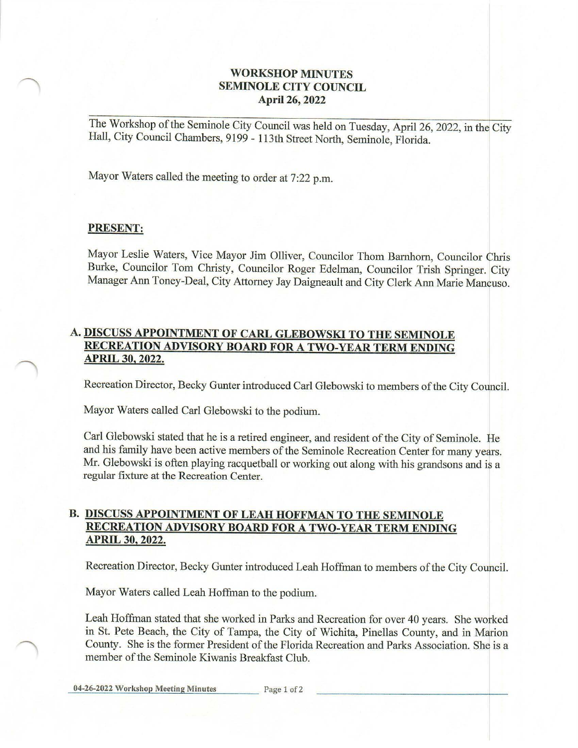# WORKSHOP MINUTES
# SEMINOLE CITY COUNCIL
# April 26, 2022

The Workshop of the Seminole City Council was held on Tuesday, April 26, 2022, in the City Hall, City Council Chambers, 9199 - 113th Street North, Seminole, Florida.

Mayor Waters called the meeting to order at 7:22 p.m.

**PRESENT:**

Mayor Leslie Waters, Vice Mayor Jim Olliver, Councilor Thom Barnhorn, Councilor Chris Burke, Councilor Tom Christy, Councilor Roger Edelman, Councilor Trish Springer. City Manager Ann Toney-Deal, City Attorney Jay Daigneault and City Clerk Ann Marie Mancuso.

## A. DISCUSS APPOINTMENT OF CARL GLEBOWSKI TO THE SEMINOLE RECREATION ADVISORY BOARD FOR A TWO-YEAR TERM ENDING APRIL 30, 2022.

Recreation Director, Becky Gunter introduced Carl Glebowski to members of the City Council.

Mayor Waters called Carl Glebowski to the podium.

Carl Glebowski stated that he is a retired engineer, and resident of the City of Seminole. He and his family have been active members of the Seminole Recreation Center for many years. Mr. Glebowski is often playing racquetball or working out along with his grandsons and is a regular fixture at the Recreation Center.

## B. DISCUSS APPOINTMENT OF LEAH HOFFMAN TO THE SEMINOLE RECREATION ADVISORY BOARD FOR A TWO-YEAR TERM ENDING APRIL 30, 2022.

Recreation Director, Becky Gunter introduced Leah Hoffman to members of the City Council.

Mayor Waters called Leah Hoffman to the podium.

Leah Hoffman stated that she worked in Parks and Recreation for over 40 years. She worked in St. Pete Beach, the City of Tampa, the City of Wichita, Pinellas County, and in Marion County. She is the former President of the Florida Recreation and Parks Association. She is a member of the Seminole Kiwanis Breakfast Club.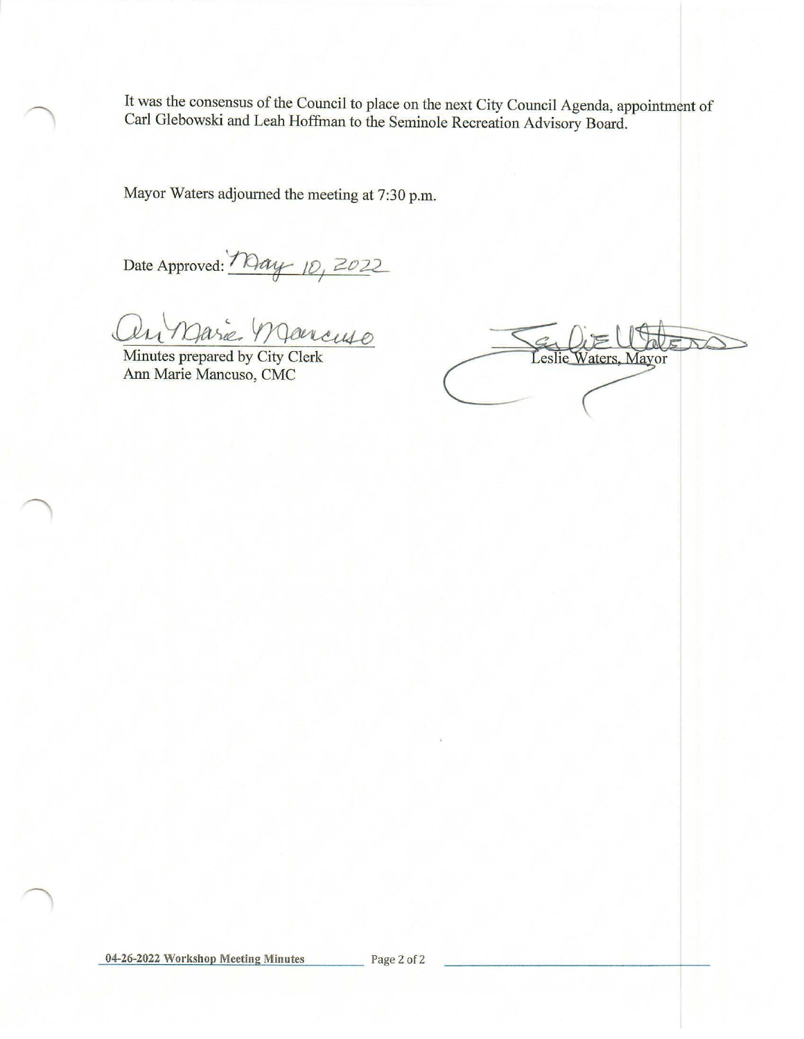It was the consensus of the Council to place on the next City Council Agenda, appointment of Carl Glebowski and Leah Hoffman to the Seminole Recreation Advisory Board.

Mayor Waters adjourned the meeting at 7:30 p.m.

Date Approved: May 10, 2022

Ann Marie Mancuso

Minutes prepared by City Clerk
Ann Marie Mancuso, CMC

Leslie Waters, Mayor